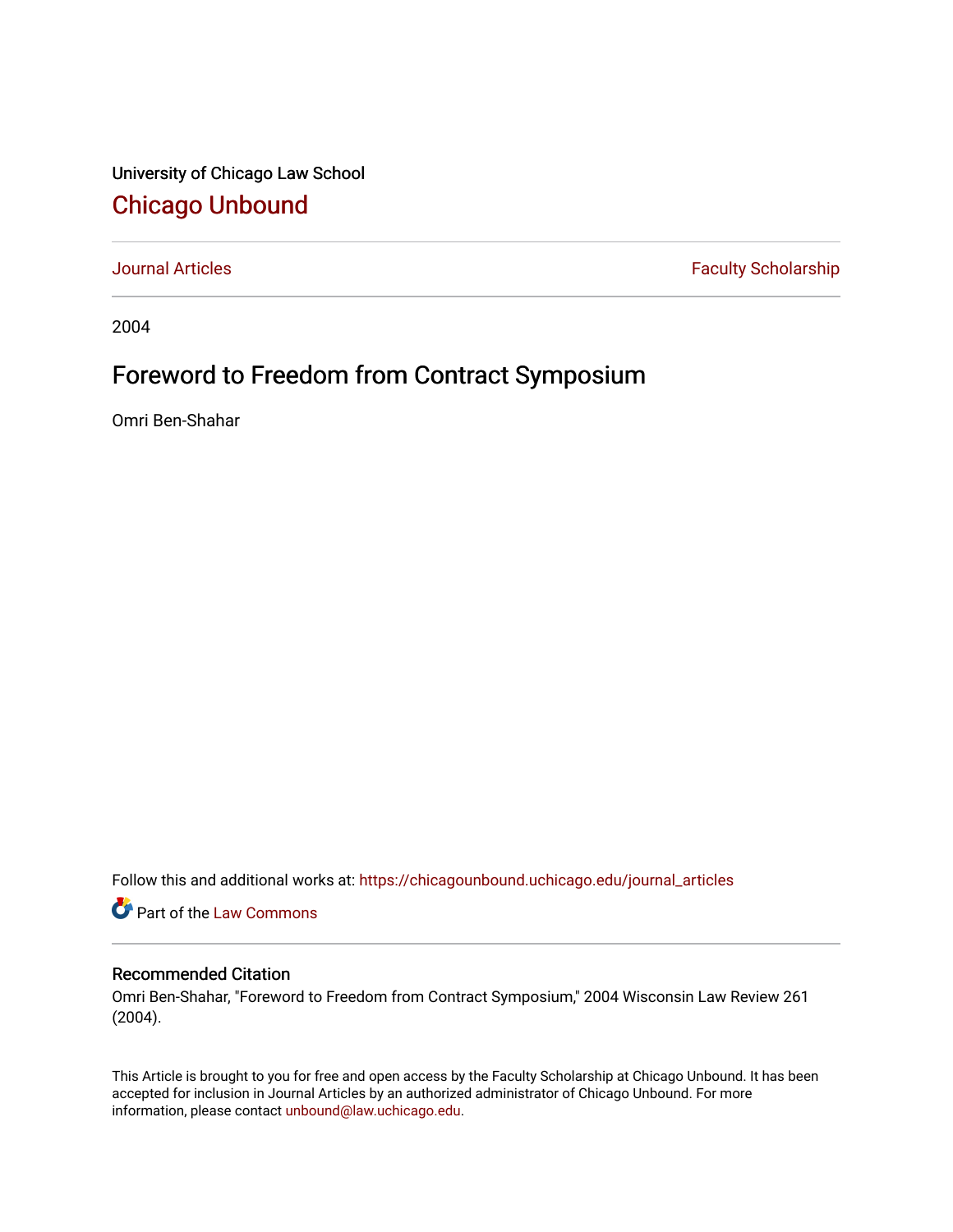University of Chicago Law School

## Chicago Unbound

Journal Articles | Faculty Scholarship

2004

# Foreword to Freedom from Contract Symposium

Omri Ben-Shahar

Follow this and additional works at: https://chicagounbound.uchicago.edu/journal_articles

Part of the Law Commons

### Recommended Citation

Omri Ben-Shahar, "Foreword to Freedom from Contract Symposium," 2004 Wisconsin Law Review 261 (2004).

This Article is brought to you for free and open access by the Faculty Scholarship at Chicago Unbound. It has been accepted for inclusion in Journal Articles by an authorized administrator of Chicago Unbound. For more information, please contact unbound@law.uchicago.edu.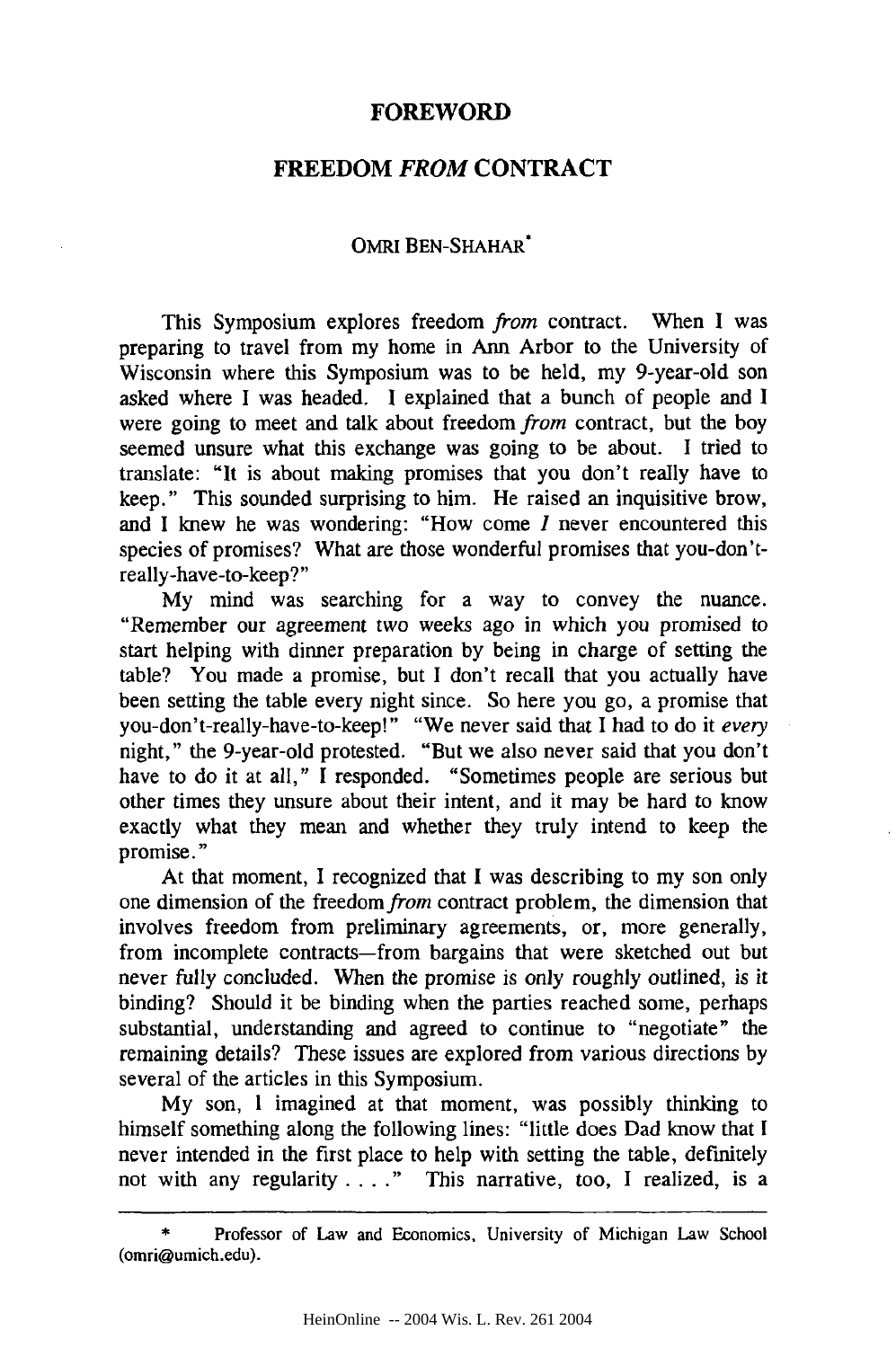# FOREWORD

## FREEDOM *FROM* CONTRACT

OMRI BEN-SHAHAR*

This Symposium explores freedom *from* contract. When I was preparing to travel from my home in Ann Arbor to the University of Wisconsin where this Symposium was to be held, my 9-year-old son asked where I was headed. I explained that a bunch of people and I were going to meet and talk about freedom *from* contract, but the boy seemed unsure what this exchange was going to be about. I tried to translate: "It is about making promises that you don't really have to keep." This sounded surprising to him. He raised an inquisitive brow, and I knew he was wondering: "How come *I* never encountered this species of promises? What are those wonderful promises that you-don't-really-have-to-keep?"

My mind was searching for a way to convey the nuance. "Remember our agreement two weeks ago in which you promised to start helping with dinner preparation by being in charge of setting the table? You made a promise, but I don't recall that you actually have been setting the table every night since. So here you go, a promise that you-don't-really-have-to-keep!" "We never said that I had to do it *every* night," the 9-year-old protested. "But we also never said that you don't have to do it at all," I responded. "Sometimes people are serious but other times they unsure about their intent, and it may be hard to know exactly what they mean and whether they truly intend to keep the promise."

At that moment, I recognized that I was describing to my son only one dimension of the freedom *from* contract problem, the dimension that involves freedom from preliminary agreements, or, more generally, from incomplete contracts—from bargains that were sketched out but never fully concluded. When the promise is only roughly outlined, is it binding? Should it be binding when the parties reached some, perhaps substantial, understanding and agreed to continue to "negotiate" the remaining details? These issues are explored from various directions by several of the articles in this Symposium.

My son, I imagined at that moment, was possibly thinking to himself something along the following lines: "little does Dad know that I never intended in the first place to help with setting the table, definitely not with any regularity . . . ." This narrative, too, I realized, is a

---

\* Professor of Law and Economics, University of Michigan Law School (omri@umich.edu).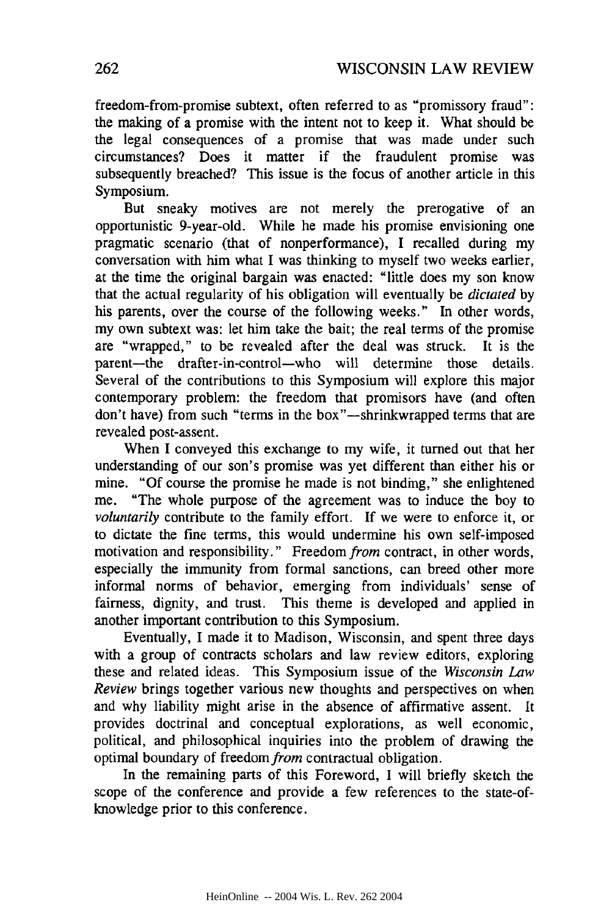freedom-from-promise subtext, often referred to as "promissory fraud": the making of a promise with the intent not to keep it. What should be the legal consequences of a promise that was made under such circumstances? Does it matter if the fraudulent promise was subsequently breached? This issue is the focus of another article in this Symposium.

But sneaky motives are not merely the prerogative of an opportunistic 9-year-old. While he made his promise envisioning one pragmatic scenario (that of nonperformance), I recalled during my conversation with him what I was thinking to myself two weeks earlier, at the time the original bargain was enacted: "little does my son know that the actual regularity of his obligation will eventually be *dictated* by his parents, over the course of the following weeks." In other words, my own subtext was: let him take the bait; the real terms of the promise are "wrapped," to be revealed after the deal was struck. It is the parent—the drafter-in-control—who will determine those details. Several of the contributions to this Symposium will explore this major contemporary problem: the freedom that promisors have (and often don't have) from such "terms in the box"—shrinkwrapped terms that are revealed post-assent.

When I conveyed this exchange to my wife, it turned out that her understanding of our son's promise was yet different than either his or mine. "Of course the promise he made is not binding," she enlightened me. "The whole purpose of the agreement was to induce the boy to *voluntarily* contribute to the family effort. If we were to enforce it, or to dictate the fine terms, this would undermine his own self-imposed motivation and responsibility." Freedom *from* contract, in other words, especially the immunity from formal sanctions, can breed other more informal norms of behavior, emerging from individuals' sense of fairness, dignity, and trust. This theme is developed and applied in another important contribution to this Symposium.

Eventually, I made it to Madison, Wisconsin, and spent three days with a group of contracts scholars and law review editors, exploring these and related ideas. This Symposium issue of the *Wisconsin Law Review* brings together various new thoughts and perspectives on when and why liability might arise in the absence of affirmative assent. It provides doctrinal and conceptual explorations, as well economic, political, and philosophical inquiries into the problem of drawing the optimal boundary of freedom *from* contractual obligation.

In the remaining parts of this Foreword, I will briefly sketch the scope of the conference and provide a few references to the state-of-knowledge prior to this conference.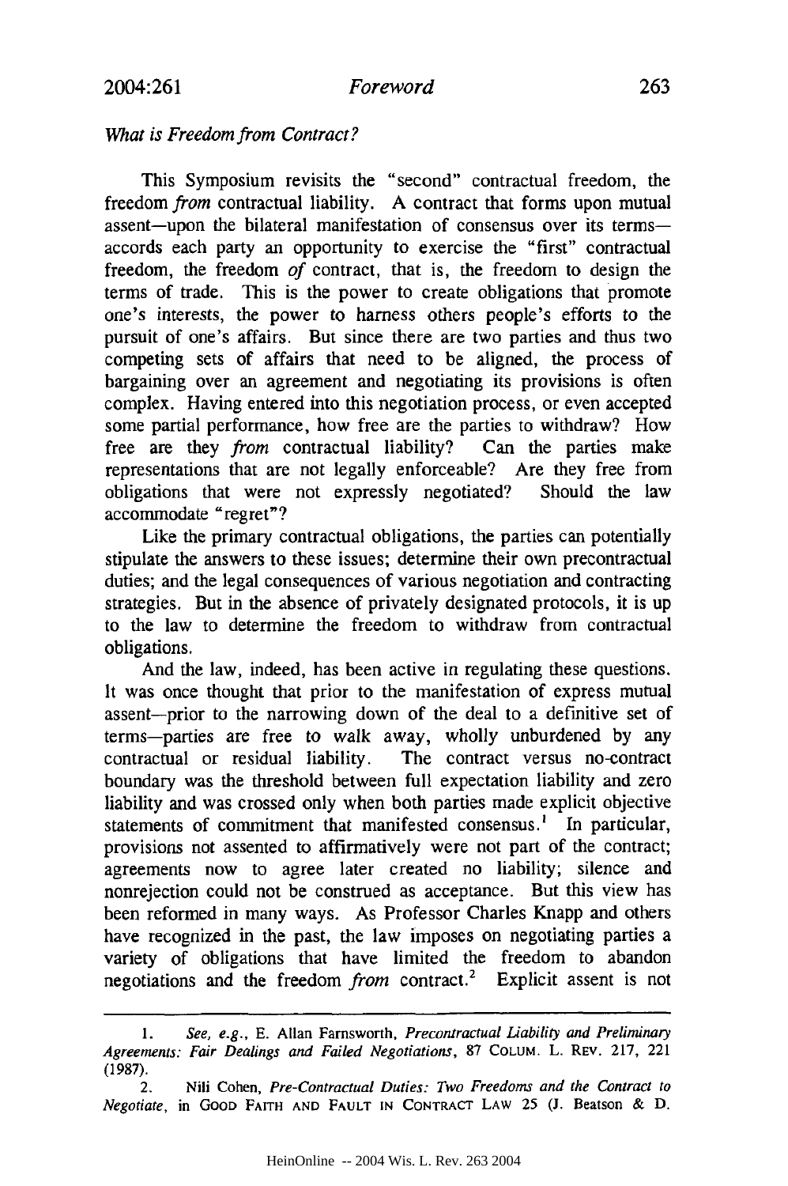*What is Freedom from Contract?*

This Symposium revisits the "second" contractual freedom, the freedom *from* contractual liability. A contract that forms upon mutual assent—upon the bilateral manifestation of consensus over its terms—accords each party an opportunity to exercise the "first" contractual freedom, the freedom *of* contract, that is, the freedom to design the terms of trade. This is the power to create obligations that promote one's interests, the power to harness others people's efforts to the pursuit of one's affairs. But since there are two parties and thus two competing sets of affairs that need to be aligned, the process of bargaining over an agreement and negotiating its provisions is often complex. Having entered into this negotiation process, or even accepted some partial performance, how free are the parties to withdraw? How free are they *from* contractual liability? Can the parties make representations that are not legally enforceable? Are they free from obligations that were not expressly negotiated? Should the law accommodate "regret"?

Like the primary contractual obligations, the parties can potentially stipulate the answers to these issues; determine their own precontractual duties; and the legal consequences of various negotiation and contracting strategies. But in the absence of privately designated protocols, it is up to the law to determine the freedom to withdraw from contractual obligations.

And the law, indeed, has been active in regulating these questions. It was once thought that prior to the manifestation of express mutual assent—prior to the narrowing down of the deal to a definitive set of terms—parties are free to walk away, wholly unburdened by any contractual or residual liability. The contract versus no-contract boundary was the threshold between full expectation liability and zero liability and was crossed only when both parties made explicit objective statements of commitment that manifested consensus.[1] In particular, provisions not assented to affirmatively were not part of the contract; agreements now to agree later created no liability; silence and nonrejection could not be construed as acceptance. But this view has been reformed in many ways. As Professor Charles Knapp and others have recognized in the past, the law imposes on negotiating parties a variety of obligations that have limited the freedom to abandon negotiations and the freedom *from* contract.[2] Explicit assent is not

---

1. *See, e.g.*, E. Allan Farnsworth, *Precontractual Liability and Preliminary Agreements: Fair Dealings and Failed Negotiations*, 87 COLUM. L. REV. 217, 221 (1987).

2. Nili Cohen, *Pre-Contractual Duties: Two Freedoms and the Contract to Negotiate*, in GOOD FAITH AND FAULT IN CONTRACT LAW 25 (J. Beatson & D.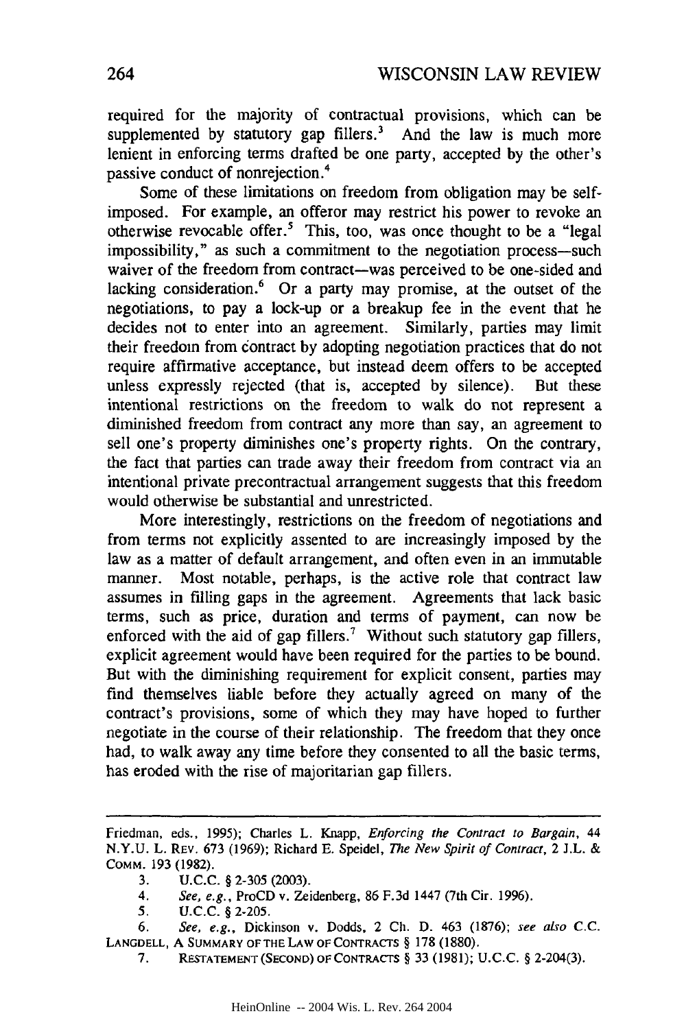required for the majority of contractual provisions, which can be supplemented by statutory gap fillers.[3] And the law is much more lenient in enforcing terms drafted be one party, accepted by the other's passive conduct of nonrejection.[4]

Some of these limitations on freedom from obligation may be self-imposed. For example, an offeror may restrict his power to revoke an otherwise revocable offer.[5] This, too, was once thought to be a "legal impossibility," as such a commitment to the negotiation process—such waiver of the freedom from contract—was perceived to be one-sided and lacking consideration.[6] Or a party may promise, at the outset of the negotiations, to pay a lock-up or a breakup fee in the event that he decides not to enter into an agreement. Similarly, parties may limit their freedom from contract by adopting negotiation practices that do not require affirmative acceptance, but instead deem offers to be accepted unless expressly rejected (that is, accepted by silence). But these intentional restrictions on the freedom to walk do not represent a diminished freedom from contract any more than say, an agreement to sell one's property diminishes one's property rights. On the contrary, the fact that parties can trade away their freedom from contract via an intentional private precontractual arrangement suggests that this freedom would otherwise be substantial and unrestricted.

More interestingly, restrictions on the freedom of negotiations and from terms not explicitly assented to are increasingly imposed by the law as a matter of default arrangement, and often even in an immutable manner. Most notable, perhaps, is the active role that contract law assumes in filling gaps in the agreement. Agreements that lack basic terms, such as price, duration and terms of payment, can now be enforced with the aid of gap fillers.[7] Without such statutory gap fillers, explicit agreement would have been required for the parties to be bound. But with the diminishing requirement for explicit consent, parties may find themselves liable before they actually agreed on many of the contract's provisions, some of which they may have hoped to further negotiate in the course of their relationship. The freedom that they once had, to walk away any time before they consented to all the basic terms, has eroded with the rise of majoritarian gap fillers.

---

Friedman, eds., 1995); Charles L. Knapp, *Enforcing the Contract to Bargain*, 44 N.Y.U. L. REV. 673 (1969); Richard E. Speidel, *The New Spirit of Contract*, 2 J.L. & COMM. 193 (1982).

3. U.C.C. § 2-305 (2003).
4. *See, e.g.*, ProCD v. Zeidenberg, 86 F.3d 1447 (7th Cir. 1996).
5. U.C.C. § 2-205.
6. *See, e.g.*, Dickinson v. Dodds, 2 Ch. D. 463 (1876); *see also* C.C. LANGDELL, A SUMMARY OF THE LAW OF CONTRACTS § 178 (1880).
7. RESTATEMENT (SECOND) OF CONTRACTS § 33 (1981); U.C.C. § 2-204(3).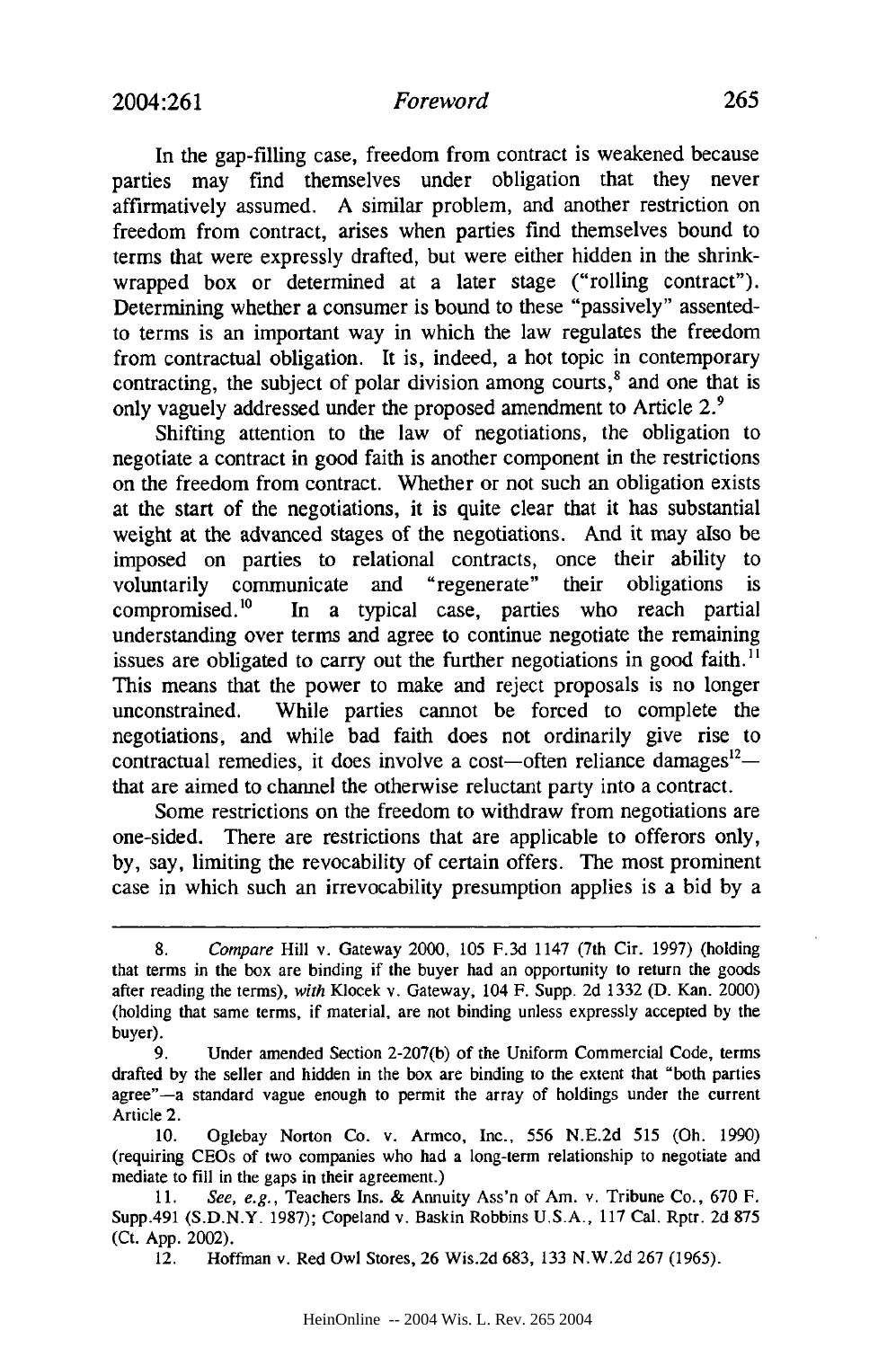In the gap-filling case, freedom from contract is weakened because parties may find themselves under obligation that they never affirmatively assumed. A similar problem, and another restriction on freedom from contract, arises when parties find themselves bound to terms that were expressly drafted, but were either hidden in the shrink-wrapped box or determined at a later stage ("rolling contract"). Determining whether a consumer is bound to these "passively" assented-to terms is an important way in which the law regulates the freedom from contractual obligation. It is, indeed, a hot topic in contemporary contracting, the subject of polar division among courts,[8] and one that is only vaguely addressed under the proposed amendment to Article 2.[9]

Shifting attention to the law of negotiations, the obligation to negotiate a contract in good faith is another component in the restrictions on the freedom from contract. Whether or not such an obligation exists at the start of the negotiations, it is quite clear that it has substantial weight at the advanced stages of the negotiations. And it may also be imposed on parties to relational contracts, once their ability to voluntarily communicate and "regenerate" their obligations is compromised.[10] In a typical case, parties who reach partial understanding over terms and agree to continue negotiate the remaining issues are obligated to carry out the further negotiations in good faith.[11] This means that the power to make and reject proposals is no longer unconstrained. While parties cannot be forced to complete the negotiations, and while bad faith does not ordinarily give rise to contractual remedies, it does involve a cost—often reliance damages[12]—that are aimed to channel the otherwise reluctant party into a contract.

Some restrictions on the freedom to withdraw from negotiations are one-sided. There are restrictions that are applicable to offerors only, by, say, limiting the revocability of certain offers. The most prominent case in which such an irrevocability presumption applies is a bid by a

---

8. *Compare* Hill v. Gateway 2000, 105 F.3d 1147 (7th Cir. 1997) (holding that terms in the box are binding if the buyer had an opportunity to return the goods after reading the terms), *with* Klocek v. Gateway, 104 F. Supp. 2d 1332 (D. Kan. 2000) (holding that same terms, if material, are not binding unless expressly accepted by the buyer).

9. Under amended Section 2-207(b) of the Uniform Commercial Code, terms drafted by the seller and hidden in the box are binding to the extent that "both parties agree"—a standard vague enough to permit the array of holdings under the current Article 2.

10. Oglebay Norton Co. v. Armco, Inc., 556 N.E.2d 515 (Oh. 1990) (requiring CEOs of two companies who had a long-term relationship to negotiate and mediate to fill in the gaps in their agreement.)

11. *See, e.g.*, Teachers Ins. & Annuity Ass'n of Am. v. Tribune Co., 670 F. Supp.491 (S.D.N.Y. 1987); Copeland v. Baskin Robbins U.S.A., 117 Cal. Rptr. 2d 875 (Ct. App. 2002).

12. Hoffman v. Red Owl Stores, 26 Wis.2d 683, 133 N.W.2d 267 (1965).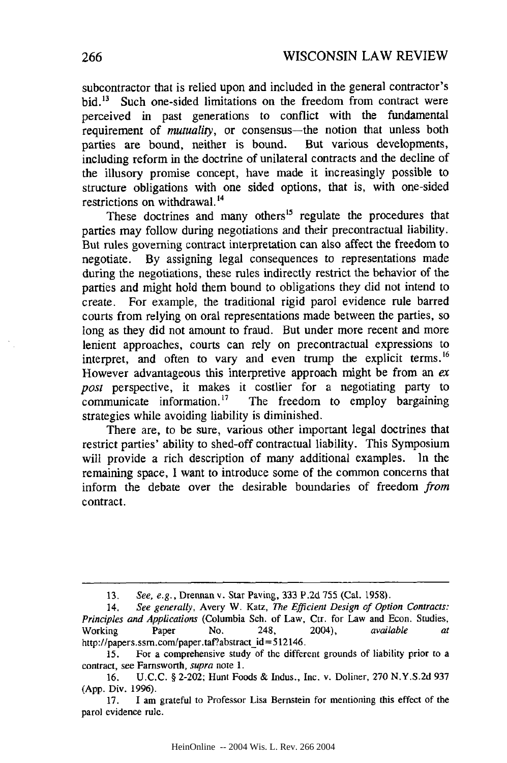subcontractor that is relied upon and included in the general contractor's bid.[13] Such one-sided limitations on the freedom from contract were perceived in past generations to conflict with the fundamental requirement of *mutuality*, or consensus—the notion that unless both parties are bound, neither is bound. But various developments, including reform in the doctrine of unilateral contracts and the decline of the illusory promise concept, have made it increasingly possible to structure obligations with one sided options, that is, with one-sided restrictions on withdrawal.[14]

These doctrines and many others[15] regulate the procedures that parties may follow during negotiations and their precontractual liability. But rules governing contract interpretation can also affect the freedom to negotiate. By assigning legal consequences to representations made during the negotiations, these rules indirectly restrict the behavior of the parties and might hold them bound to obligations they did not intend to create. For example, the traditional rigid parol evidence rule barred courts from relying on oral representations made between the parties, so long as they did not amount to fraud. But under more recent and more lenient approaches, courts can rely on precontractual expressions to interpret, and often to vary and even trump the explicit terms.[16] However advantageous this interpretive approach might be from an *ex post* perspective, it makes it costlier for a negotiating party to communicate information.[17] The freedom to employ bargaining strategies while avoiding liability is diminished.

There are, to be sure, various other important legal doctrines that restrict parties' ability to shed-off contractual liability. This Symposium will provide a rich description of many additional examples. In the remaining space, I want to introduce some of the common concerns that inform the debate over the desirable boundaries of freedom *from* contract.

---

13. *See, e.g.*, Drennan v. Star Paving, 333 P.2d 755 (Cal. 1958).

14. *See generally*, Avery W. Katz, *The Efficient Design of Option Contracts: Principles and Applications* (Columbia Sch. of Law, Ctr. for Law and Econ. Studies, Working Paper No. 248, 2004), *available at* http://papers.ssrn.com/paper.taf?abstract_id=512146.

15. For a comprehensive study of the different grounds of liability prior to a contract, see Farnsworth, *supra* note 1.

16. U.C.C. § 2-202; Hunt Foods & Indus., Inc. v. Doliner, 270 N.Y.S.2d 937 (App. Div. 1996).

17. I am grateful to Professor Lisa Bernstein for mentioning this effect of the parol evidence rule.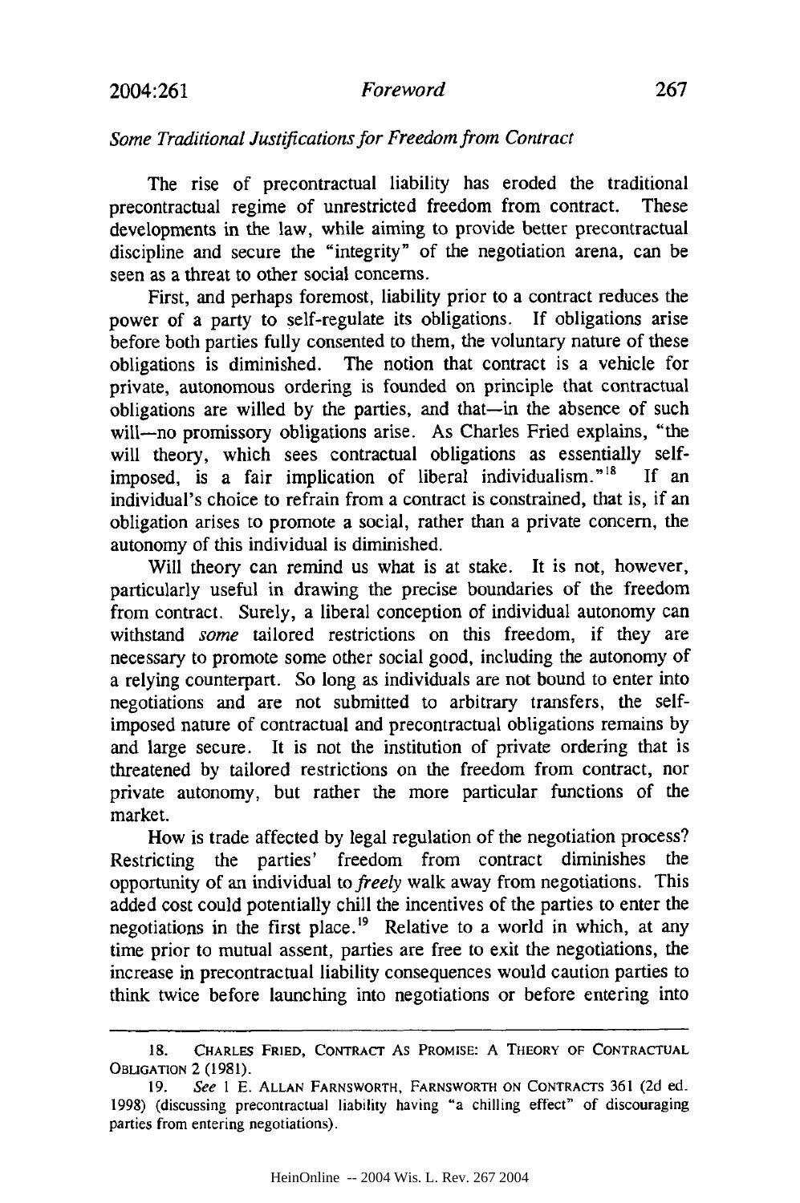*Some Traditional Justifications for Freedom from Contract*

The rise of precontractual liability has eroded the traditional precontractual regime of unrestricted freedom from contract. These developments in the law, while aiming to provide better precontractual discipline and secure the "integrity" of the negotiation arena, can be seen as a threat to other social concerns.

First, and perhaps foremost, liability prior to a contract reduces the power of a party to self-regulate its obligations. If obligations arise before both parties fully consented to them, the voluntary nature of these obligations is diminished. The notion that contract is a vehicle for private, autonomous ordering is founded on principle that contractual obligations are willed by the parties, and that—in the absence of such will—no promissory obligations arise. As Charles Fried explains, "the will theory, which sees contractual obligations as essentially self-imposed, is a fair implication of liberal individualism."[18] If an individual's choice to refrain from a contract is constrained, that is, if an obligation arises to promote a social, rather than a private concern, the autonomy of this individual is diminished.

Will theory can remind us what is at stake. It is not, however, particularly useful in drawing the precise boundaries of the freedom from contract. Surely, a liberal conception of individual autonomy can withstand *some* tailored restrictions on this freedom, if they are necessary to promote some other social good, including the autonomy of a relying counterpart. So long as individuals are not bound to enter into negotiations and are not submitted to arbitrary transfers, the self-imposed nature of contractual and precontractual obligations remains by and large secure. It is not the institution of private ordering that is threatened by tailored restrictions on the freedom from contract, nor private autonomy, but rather the more particular functions of the market.

How is trade affected by legal regulation of the negotiation process? Restricting the parties' freedom from contract diminishes the opportunity of an individual to *freely* walk away from negotiations. This added cost could potentially chill the incentives of the parties to enter the negotiations in the first place.[19] Relative to a world in which, at any time prior to mutual assent, parties are free to exit the negotiations, the increase in precontractual liability consequences would caution parties to think twice before launching into negotiations or before entering into

---

18. CHARLES FRIED, CONTRACT AS PROMISE: A THEORY OF CONTRACTUAL OBLIGATION 2 (1981).

19. *See* 1 E. ALLAN FARNSWORTH, FARNSWORTH ON CONTRACTS 361 (2d ed. 1998) (discussing precontractual liability having "a chilling effect" of discouraging parties from entering negotiations).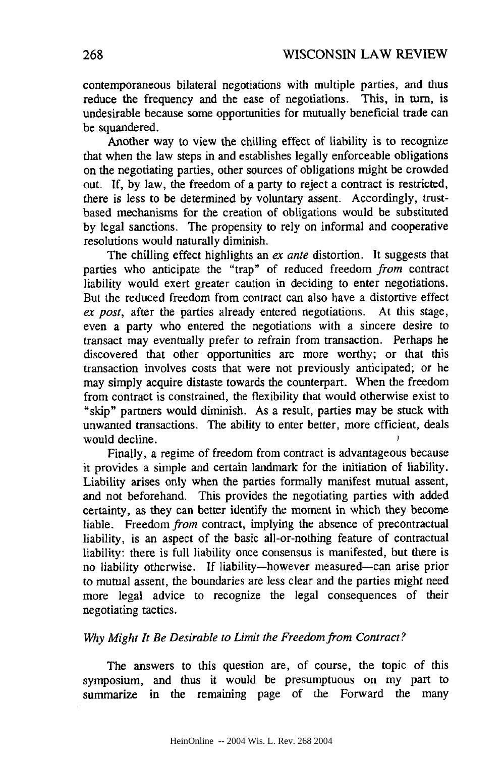contemporaneous bilateral negotiations with multiple parties, and thus reduce the frequency and the ease of negotiations. This, in turn, is undesirable because some opportunities for mutually beneficial trade can be squandered.

Another way to view the chilling effect of liability is to recognize that when the law steps in and establishes legally enforceable obligations on the negotiating parties, other sources of obligations might be crowded out. If, by law, the freedom of a party to reject a contract is restricted, there is less to be determined by voluntary assent. Accordingly, trust-based mechanisms for the creation of obligations would be substituted by legal sanctions. The propensity to rely on informal and cooperative resolutions would naturally diminish.

The chilling effect highlights an *ex ante* distortion. It suggests that parties who anticipate the "trap" of reduced freedom *from* contract liability would exert greater caution in deciding to enter negotiations. But the reduced freedom from contract can also have a distortive effect *ex post*, after the parties already entered negotiations. At this stage, even a party who entered the negotiations with a sincere desire to transact may eventually prefer to refrain from transaction. Perhaps he discovered that other opportunities are more worthy; or that this transaction involves costs that were not previously anticipated; or he may simply acquire distaste towards the counterpart. When the freedom from contract is constrained, the flexibility that would otherwise exist to "skip" partners would diminish. As a result, parties may be stuck with unwanted transactions. The ability to enter better, more efficient, deals would decline.

Finally, a regime of freedom from contract is advantageous because it provides a simple and certain landmark for the initiation of liability. Liability arises only when the parties formally manifest mutual assent, and not beforehand. This provides the negotiating parties with added certainty, as they can better identify the moment in which they become liable. Freedom *from* contract, implying the absence of precontractual liability, is an aspect of the basic all-or-nothing feature of contractual liability: there is full liability once consensus is manifested, but there is no liability otherwise. If liability—however measured—can arise prior to mutual assent, the boundaries are less clear and the parties might need more legal advice to recognize the legal consequences of their negotiating tactics.

### *Why Might It Be Desirable to Limit the Freedom from Contract?*

The answers to this question are, of course, the topic of this symposium, and thus it would be presumptuous on my part to summarize in the remaining page of the Forward the many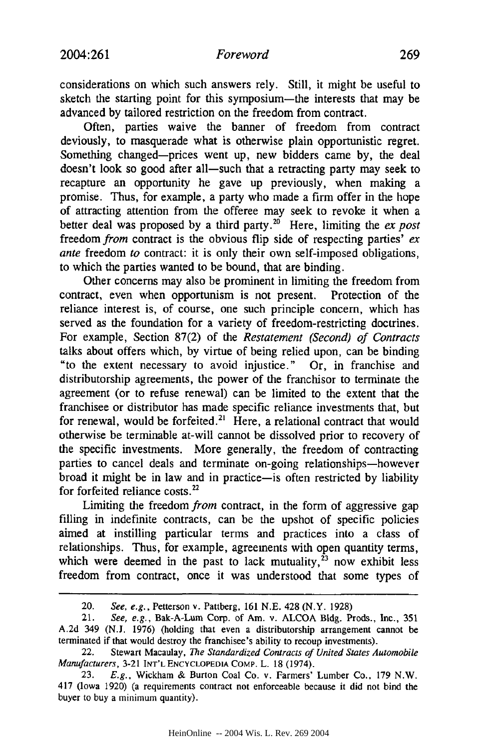considerations on which such answers rely. Still, it might be useful to sketch the starting point for this symposium—the interests that may be advanced by tailored restriction on the freedom from contract.

Often, parties waive the banner of freedom from contract deviously, to masquerade what is otherwise plain opportunistic regret. Something changed—prices went up, new bidders came by, the deal doesn't look so good after all—such that a retracting party may seek to recapture an opportunity he gave up previously, when making a promise. Thus, for example, a party who made a firm offer in the hope of attracting attention from the offeree may seek to revoke it when a better deal was proposed by a third party.[20] Here, limiting the *ex post* freedom *from* contract is the obvious flip side of respecting parties' *ex ante* freedom *to* contract: it is only their own self-imposed obligations, to which the parties wanted to be bound, that are binding.

Other concerns may also be prominent in limiting the freedom from contract, even when opportunism is not present. Protection of the reliance interest is, of course, one such principle concern, which has served as the foundation for a variety of freedom-restricting doctrines. For example, Section 87(2) of the *Restatement (Second) of Contracts* talks about offers which, by virtue of being relied upon, can be binding "to the extent necessary to avoid injustice." Or, in franchise and distributorship agreements, the power of the franchisor to terminate the agreement (or to refuse renewal) can be limited to the extent that the franchisee or distributor has made specific reliance investments that, but for renewal, would be forfeited.[21] Here, a relational contract that would otherwise be terminable at-will cannot be dissolved prior to recovery of the specific investments. More generally, the freedom of contracting parties to cancel deals and terminate on-going relationships—however broad it might be in law and in practice—is often restricted by liability for forfeited reliance costs.[22]

Limiting the freedom *from* contract, in the form of aggressive gap filling in indefinite contracts, can be the upshot of specific policies aimed at instilling particular terms and practices into a class of relationships. Thus, for example, agreements with open quantity terms, which were deemed in the past to lack mutuality,[23] now exhibit less freedom from contract, once it was understood that some types of

---

20. *See, e.g.*, Petterson v. Pattberg, 161 N.E. 428 (N.Y. 1928)

21. *See, e.g.*, Bak-A-Lum Corp. of Am. v. ALCOA Bldg. Prods., Inc., 351 A.2d 349 (N.J. 1976) (holding that even a distributorship arrangement cannot be terminated if that would destroy the franchisee's ability to recoup investments).

22. Stewart Macaulay, *The Standardized Contracts of United States Automobile Manufacturers*, 3-21 INT'L ENCYCLOPEDIA COMP. L. 18 (1974).

23. *E.g.*, Wickham & Burton Coal Co. v. Farmers' Lumber Co., 179 N.W. 417 (Iowa 1920) (a requirements contract not enforceable because it did not bind the buyer to buy a minimum quantity).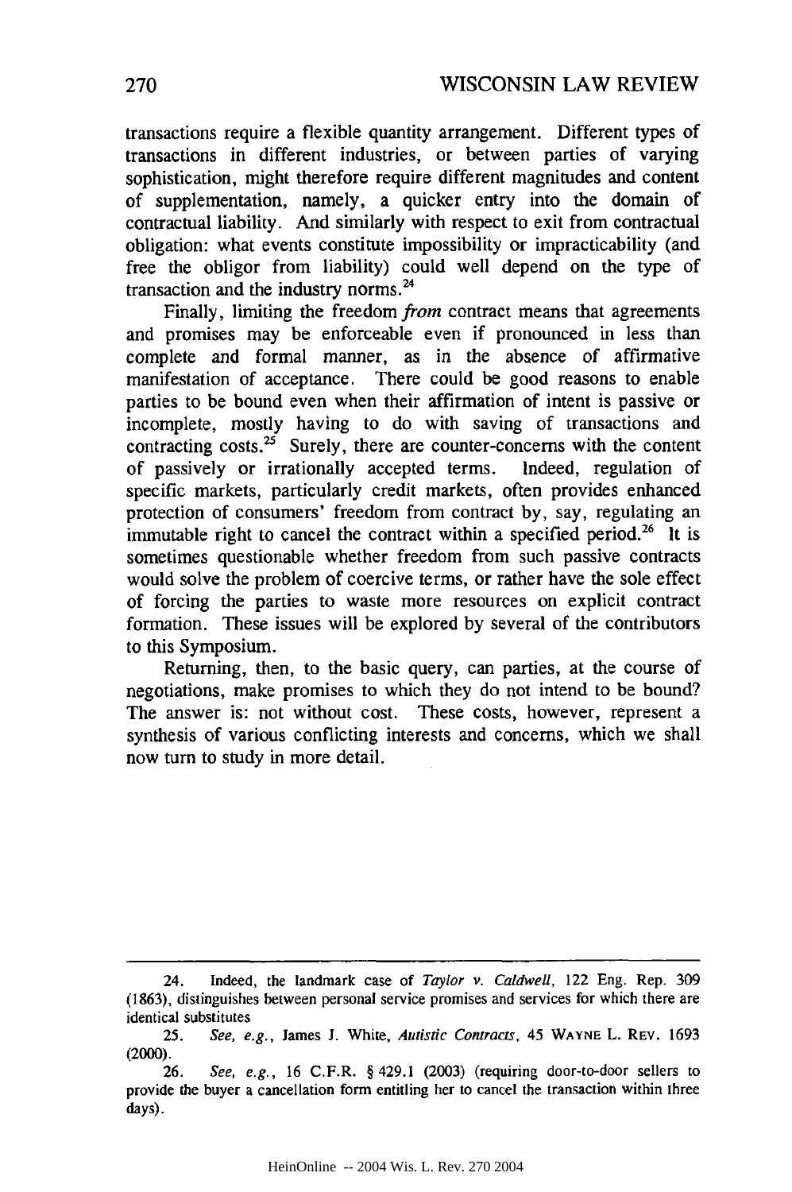transactions require a flexible quantity arrangement. Different types of transactions in different industries, or between parties of varying sophistication, might therefore require different magnitudes and content of supplementation, namely, a quicker entry into the domain of contractual liability. And similarly with respect to exit from contractual obligation: what events constitute impossibility or impracticability (and free the obligor from liability) could well depend on the type of transaction and the industry norms.[24]

Finally, limiting the freedom *from* contract means that agreements and promises may be enforceable even if pronounced in less than complete and formal manner, as in the absence of affirmative manifestation of acceptance. There could be good reasons to enable parties to be bound even when their affirmation of intent is passive or incomplete, mostly having to do with saving of transactions and contracting costs.[25] Surely, there are counter-concerns with the content of passively or irrationally accepted terms. Indeed, regulation of specific markets, particularly credit markets, often provides enhanced protection of consumers' freedom from contract by, say, regulating an immutable right to cancel the contract within a specified period.[26] It is sometimes questionable whether freedom from such passive contracts would solve the problem of coercive terms, or rather have the sole effect of forcing the parties to waste more resources on explicit contract formation. These issues will be explored by several of the contributors to this Symposium.

Returning, then, to the basic query, can parties, at the course of negotiations, make promises to which they do not intend to be bound? The answer is: not without cost. These costs, however, represent a synthesis of various conflicting interests and concerns, which we shall now turn to study in more detail.

---

24. Indeed, the landmark case of *Taylor v. Caldwell*, 122 Eng. Rep. 309 (1863), distinguishes between personal service promises and services for which there are identical substitutes

25. *See, e.g.*, James J. White, *Autistic Contracts*, 45 WAYNE L. REV. 1693 (2000).

26. *See, e.g.*, 16 C.F.R. § 429.1 (2003) (requiring door-to-door sellers to provide the buyer a cancellation form entitling her to cancel the transaction within three days).